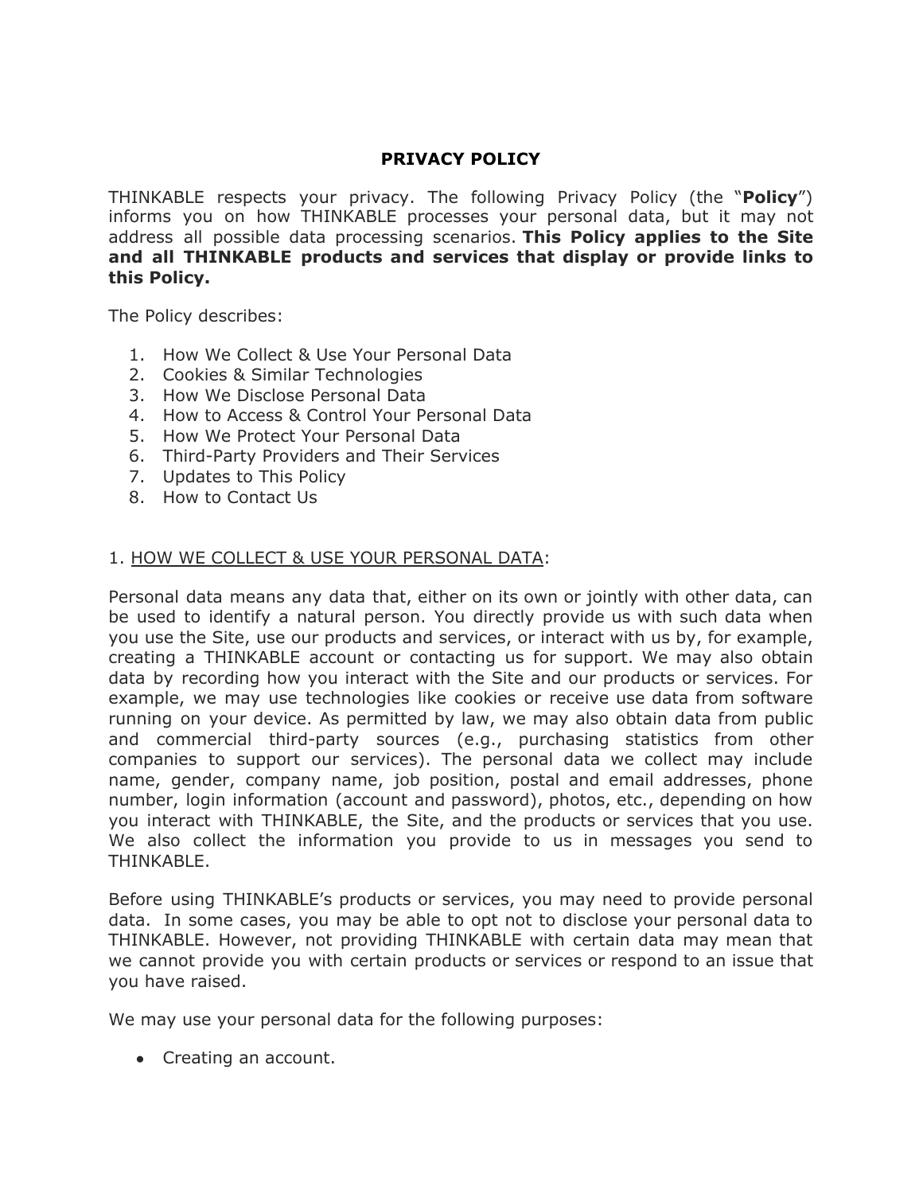# PRIVACY POLICY

THINKABLE respects your privacy. The following Privacy Policy (the "**Policy**") informs you on how THINKABLE processes your personal data, but it may not address all possible data processing scenarios. **This Policy applies to the Site and all THINKABLE products and services that display or provide links to this Policy.**

The Policy describes:

1. How We Collect & Use Your Personal Data
2. Cookies & Similar Technologies
3. How We Disclose Personal Data
4. How to Access & Control Your Personal Data
5. How We Protect Your Personal Data
6. Third-Party Providers and Their Services
7. Updates to This Policy
8. How to Contact Us

## 1. HOW WE COLLECT & USE YOUR PERSONAL DATA:

Personal data means any data that, either on its own or jointly with other data, can be used to identify a natural person. You directly provide us with such data when you use the Site, use our products and services, or interact with us by, for example, creating a THINKABLE account or contacting us for support. We may also obtain data by recording how you interact with the Site and our products or services. For example, we may use technologies like cookies or receive use data from software running on your device. As permitted by law, we may also obtain data from public and commercial third-party sources (e.g., purchasing statistics from other companies to support our services). The personal data we collect may include name, gender, company name, job position, postal and email addresses, phone number, login information (account and password), photos, etc., depending on how you interact with THINKABLE, the Site, and the products or services that you use. We also collect the information you provide to us in messages you send to THINKABLE.

Before using THINKABLE's products or services, you may need to provide personal data. In some cases, you may be able to opt not to disclose your personal data to THINKABLE. However, not providing THINKABLE with certain data may mean that we cannot provide you with certain products or services or respond to an issue that you have raised.

We may use your personal data for the following purposes:

- Creating an account.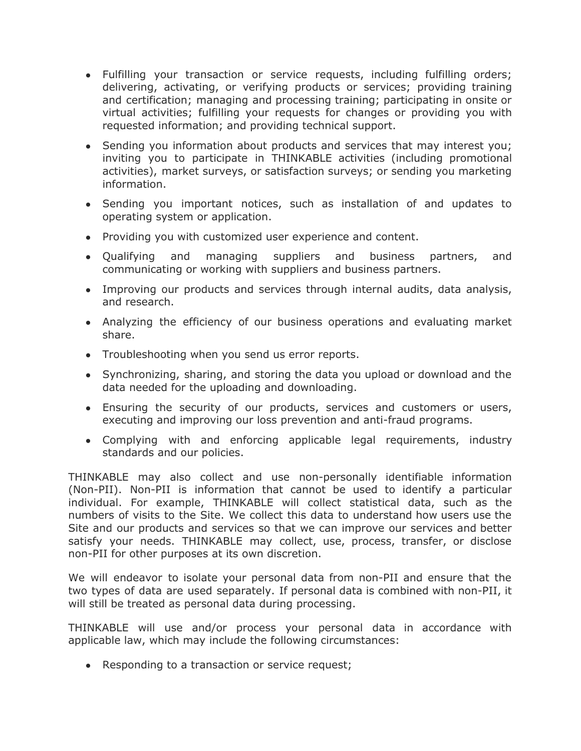- Fulfilling your transaction or service requests, including fulfilling orders; delivering, activating, or verifying products or services; providing training and certification; managing and processing training; participating in onsite or virtual activities; fulfilling your requests for changes or providing you with requested information; and providing technical support.
- Sending you information about products and services that may interest you; inviting you to participate in THINKABLE activities (including promotional activities), market surveys, or satisfaction surveys; or sending you marketing information.
- Sending you important notices, such as installation of and updates to operating system or application.
- Providing you with customized user experience and content.
- Qualifying and managing suppliers and business partners, and communicating or working with suppliers and business partners.
- Improving our products and services through internal audits, data analysis, and research.
- Analyzing the efficiency of our business operations and evaluating market share.
- Troubleshooting when you send us error reports.
- Synchronizing, sharing, and storing the data you upload or download and the data needed for the uploading and downloading.
- Ensuring the security of our products, services and customers or users, executing and improving our loss prevention and anti-fraud programs.
- Complying with and enforcing applicable legal requirements, industry standards and our policies.

THINKABLE may also collect and use non-personally identifiable information (Non-PII). Non-PII is information that cannot be used to identify a particular individual. For example, THINKABLE will collect statistical data, such as the numbers of visits to the Site. We collect this data to understand how users use the Site and our products and services so that we can improve our services and better satisfy your needs. THINKABLE may collect, use, process, transfer, or disclose non-PII for other purposes at its own discretion.

We will endeavor to isolate your personal data from non-PII and ensure that the two types of data are used separately. If personal data is combined with non-PII, it will still be treated as personal data during processing.

THINKABLE will use and/or process your personal data in accordance with applicable law, which may include the following circumstances:

- Responding to a transaction or service request;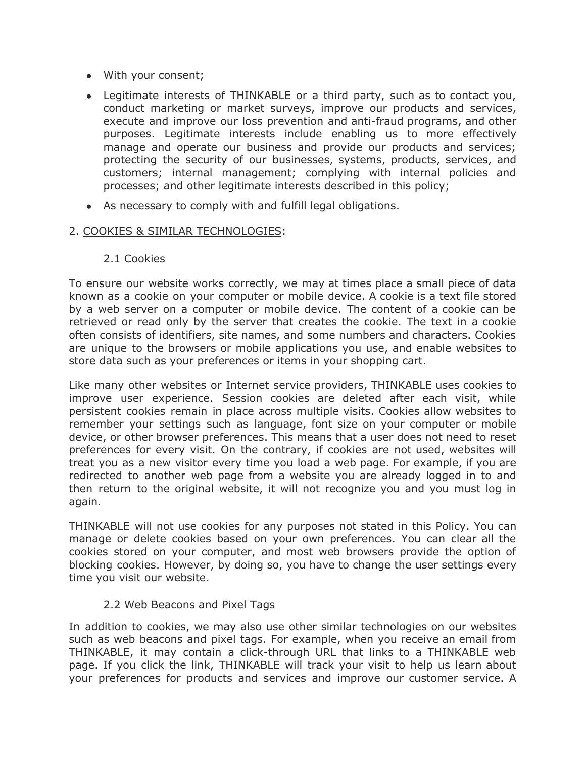- With your consent;
- Legitimate interests of THINKABLE or a third party, such as to contact you, conduct marketing or market surveys, improve our products and services, execute and improve our loss prevention and anti-fraud programs, and other purposes. Legitimate interests include enabling us to more effectively manage and operate our business and provide our products and services; protecting the security of our businesses, systems, products, services, and customers; internal management; complying with internal policies and processes; and other legitimate interests described in this policy;
- As necessary to comply with and fulfill legal obligations.

## 2. COOKIES & SIMILAR TECHNOLOGIES:

### 2.1 Cookies

To ensure our website works correctly, we may at times place a small piece of data known as a cookie on your computer or mobile device. A cookie is a text file stored by a web server on a computer or mobile device. The content of a cookie can be retrieved or read only by the server that creates the cookie. The text in a cookie often consists of identifiers, site names, and some numbers and characters. Cookies are unique to the browsers or mobile applications you use, and enable websites to store data such as your preferences or items in your shopping cart.

Like many other websites or Internet service providers, THINKABLE uses cookies to improve user experience. Session cookies are deleted after each visit, while persistent cookies remain in place across multiple visits. Cookies allow websites to remember your settings such as language, font size on your computer or mobile device, or other browser preferences. This means that a user does not need to reset preferences for every visit. On the contrary, if cookies are not used, websites will treat you as a new visitor every time you load a web page. For example, if you are redirected to another web page from a website you are already logged in to and then return to the original website, it will not recognize you and you must log in again.

THINKABLE will not use cookies for any purposes not stated in this Policy. You can manage or delete cookies based on your own preferences. You can clear all the cookies stored on your computer, and most web browsers provide the option of blocking cookies. However, by doing so, you have to change the user settings every time you visit our website.

### 2.2 Web Beacons and Pixel Tags

In addition to cookies, we may also use other similar technologies on our websites such as web beacons and pixel tags. For example, when you receive an email from THINKABLE, it may contain a click-through URL that links to a THINKABLE web page. If you click the link, THINKABLE will track your visit to help us learn about your preferences for products and services and improve our customer service. A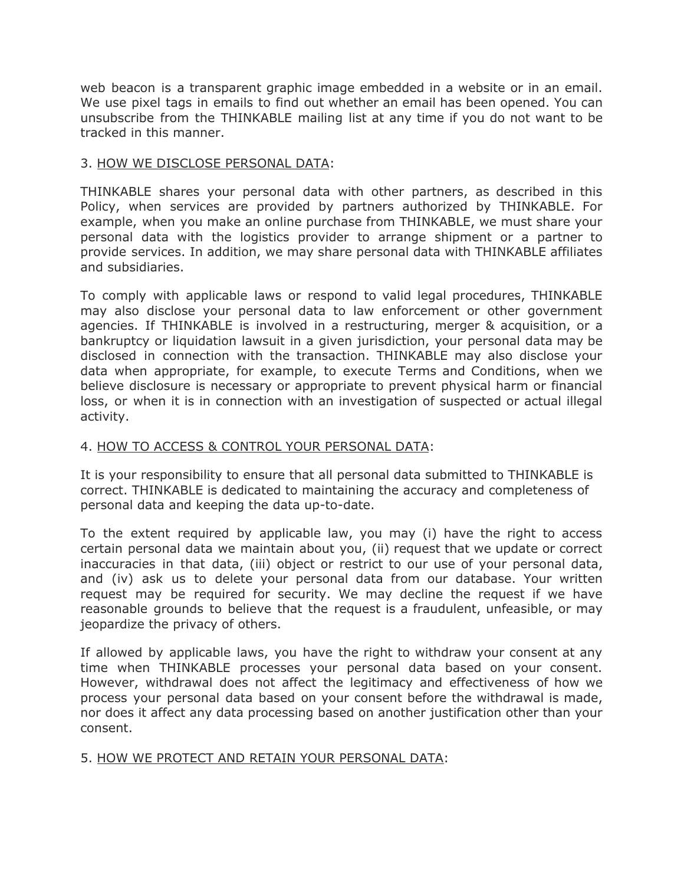web beacon is a transparent graphic image embedded in a website or in an email. We use pixel tags in emails to find out whether an email has been opened. You can unsubscribe from the THINKABLE mailing list at any time if you do not want to be tracked in this manner.

3. <u>HOW WE DISCLOSE PERSONAL DATA</u>:

THINKABLE shares your personal data with other partners, as described in this Policy, when services are provided by partners authorized by THINKABLE. For example, when you make an online purchase from THINKABLE, we must share your personal data with the logistics provider to arrange shipment or a partner to provide services. In addition, we may share personal data with THINKABLE affiliates and subsidiaries.

To comply with applicable laws or respond to valid legal procedures, THINKABLE may also disclose your personal data to law enforcement or other government agencies. If THINKABLE is involved in a restructuring, merger & acquisition, or a bankruptcy or liquidation lawsuit in a given jurisdiction, your personal data may be disclosed in connection with the transaction. THINKABLE may also disclose your data when appropriate, for example, to execute Terms and Conditions, when we believe disclosure is necessary or appropriate to prevent physical harm or financial loss, or when it is in connection with an investigation of suspected or actual illegal activity.

4. <u>HOW TO ACCESS & CONTROL YOUR PERSONAL DATA</u>:

It is your responsibility to ensure that all personal data submitted to THINKABLE is correct. THINKABLE is dedicated to maintaining the accuracy and completeness of personal data and keeping the data up-to-date.

To the extent required by applicable law, you may (i) have the right to access certain personal data we maintain about you, (ii) request that we update or correct inaccuracies in that data, (iii) object or restrict to our use of your personal data, and (iv) ask us to delete your personal data from our database. Your written request may be required for security. We may decline the request if we have reasonable grounds to believe that the request is a fraudulent, unfeasible, or may jeopardize the privacy of others.

If allowed by applicable laws, you have the right to withdraw your consent at any time when THINKABLE processes your personal data based on your consent. However, withdrawal does not affect the legitimacy and effectiveness of how we process your personal data based on your consent before the withdrawal is made, nor does it affect any data processing based on another justification other than your consent.

5. <u>HOW WE PROTECT AND RETAIN YOUR PERSONAL DATA</u>: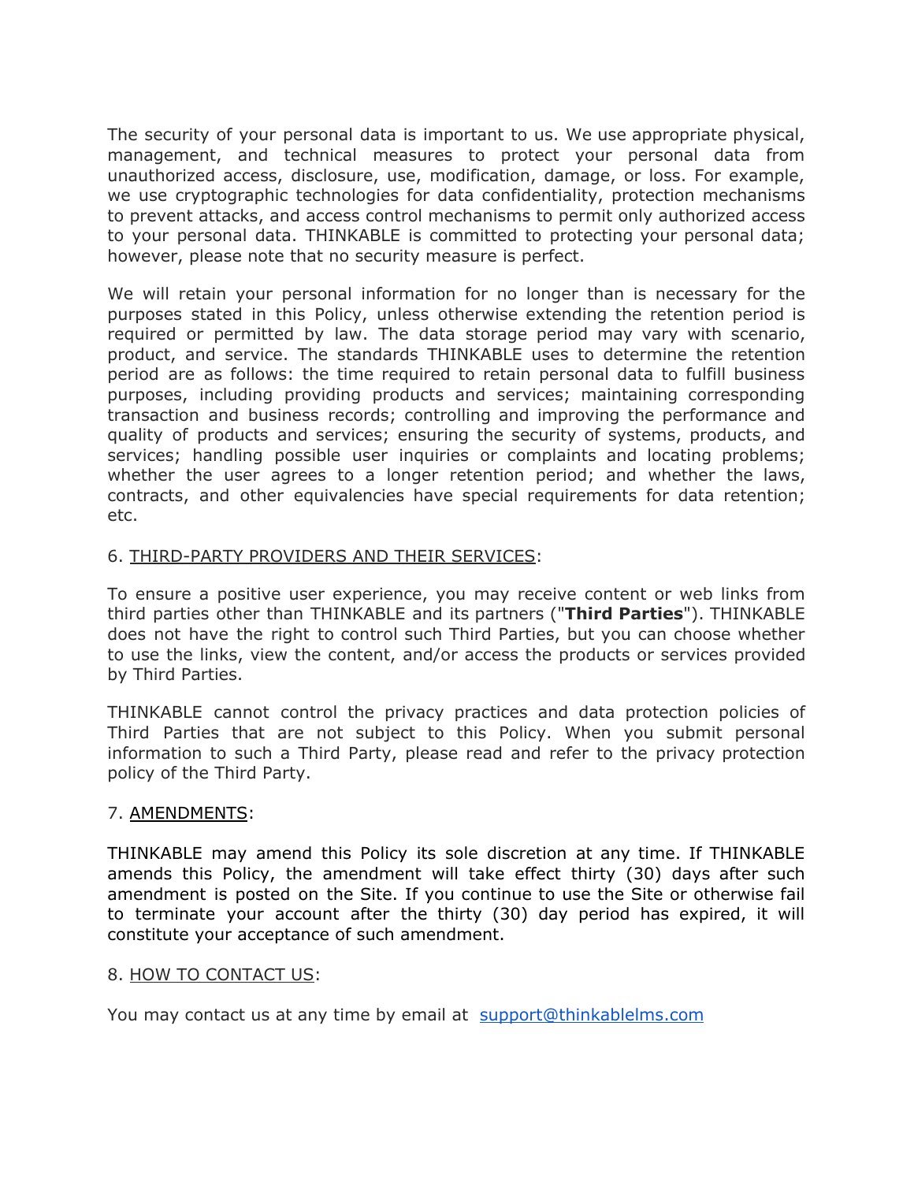The security of your personal data is important to us. We use appropriate physical, management, and technical measures to protect your personal data from unauthorized access, disclosure, use, modification, damage, or loss. For example, we use cryptographic technologies for data confidentiality, protection mechanisms to prevent attacks, and access control mechanisms to permit only authorized access to your personal data. THINKABLE is committed to protecting your personal data; however, please note that no security measure is perfect.

We will retain your personal information for no longer than is necessary for the purposes stated in this Policy, unless otherwise extending the retention period is required or permitted by law. The data storage period may vary with scenario, product, and service. The standards THINKABLE uses to determine the retention period are as follows: the time required to retain personal data to fulfill business purposes, including providing products and services; maintaining corresponding transaction and business records; controlling and improving the performance and quality of products and services; ensuring the security of systems, products, and services; handling possible user inquiries or complaints and locating problems; whether the user agrees to a longer retention period; and whether the laws, contracts, and other equivalencies have special requirements for data retention; etc.

## 6. THIRD-PARTY PROVIDERS AND THEIR SERVICES:

To ensure a positive user experience, you may receive content or web links from third parties other than THINKABLE and its partners ("**Third Parties**"). THINKABLE does not have the right to control such Third Parties, but you can choose whether to use the links, view the content, and/or access the products or services provided by Third Parties.

THINKABLE cannot control the privacy practices and data protection policies of Third Parties that are not subject to this Policy. When you submit personal information to such a Third Party, please read and refer to the privacy protection policy of the Third Party.

## 7. AMENDMENTS:

THINKABLE may amend this Policy its sole discretion at any time. If THINKABLE amends this Policy, the amendment will take effect thirty (30) days after such amendment is posted on the Site. If you continue to use the Site or otherwise fail to terminate your account after the thirty (30) day period has expired, it will constitute your acceptance of such amendment.

## 8. HOW TO CONTACT US:

You may contact us at any time by email at support@thinkablelms.com